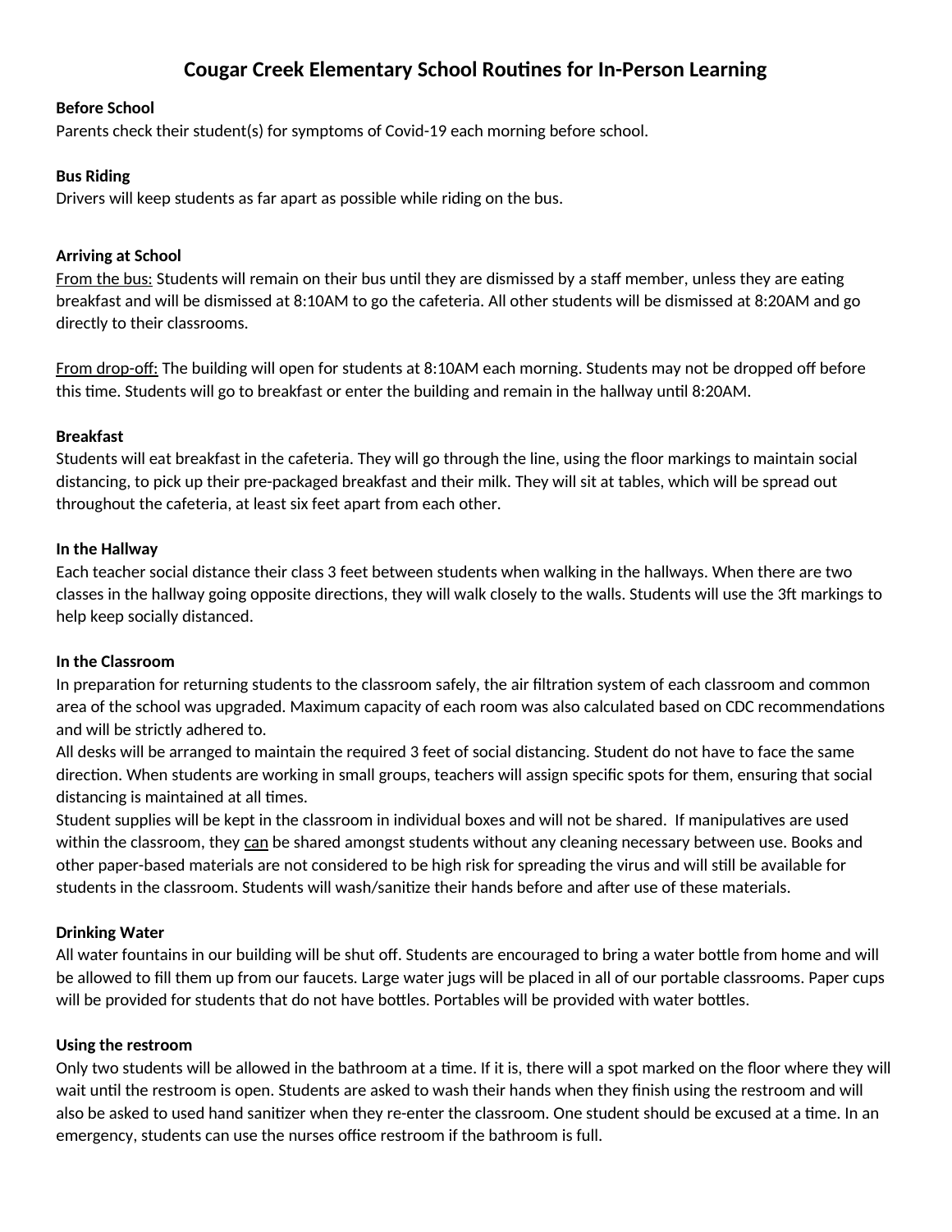# Cougar Creek Elementary School Routines for In-Person Learning

**Before School**
Parents check their student(s) for symptoms of Covid-19 each morning before school.

**Bus Riding**
Drivers will keep students as far apart as possible while riding on the bus.

**Arriving at School**
<u>From the bus:</u> Students will remain on their bus until they are dismissed by a staff member, unless they are eating breakfast and will be dismissed at 8:10AM to go the cafeteria. All other students will be dismissed at 8:20AM and go directly to their classrooms.

<u>From drop-off:</u> The building will open for students at 8:10AM each morning. Students may not be dropped off before this time. Students will go to breakfast or enter the building and remain in the hallway until 8:20AM.

**Breakfast**
Students will eat breakfast in the cafeteria. They will go through the line, using the floor markings to maintain social distancing, to pick up their pre-packaged breakfast and their milk. They will sit at tables, which will be spread out throughout the cafeteria, at least six feet apart from each other.

**In the Hallway**
Each teacher social distance their class 3 feet between students when walking in the hallways. When there are two classes in the hallway going opposite directions, they will walk closely to the walls. Students will use the 3ft markings to help keep socially distanced.

**In the Classroom**
In preparation for returning students to the classroom safely, the air filtration system of each classroom and common area of the school was upgraded. Maximum capacity of each room was also calculated based on CDC recommendations and will be strictly adhered to.
All desks will be arranged to maintain the required 3 feet of social distancing. Student do not have to face the same direction. When students are working in small groups, teachers will assign specific spots for them, ensuring that social distancing is maintained at all times.
Student supplies will be kept in the classroom in individual boxes and will not be shared. If manipulatives are used within the classroom, they <u>can</u> be shared amongst students without any cleaning necessary between use. Books and other paper-based materials are not considered to be high risk for spreading the virus and will still be available for students in the classroom. Students will wash/sanitize their hands before and after use of these materials.

**Drinking Water**
All water fountains in our building will be shut off. Students are encouraged to bring a water bottle from home and will be allowed to fill them up from our faucets. Large water jugs will be placed in all of our portable classrooms. Paper cups will be provided for students that do not have bottles. Portables will be provided with water bottles.

**Using the restroom**
Only two students will be allowed in the bathroom at a time. If it is, there will a spot marked on the floor where they will wait until the restroom is open. Students are asked to wash their hands when they finish using the restroom and will also be asked to used hand sanitizer when they re-enter the classroom. One student should be excused at a time. In an emergency, students can use the nurses office restroom if the bathroom is full.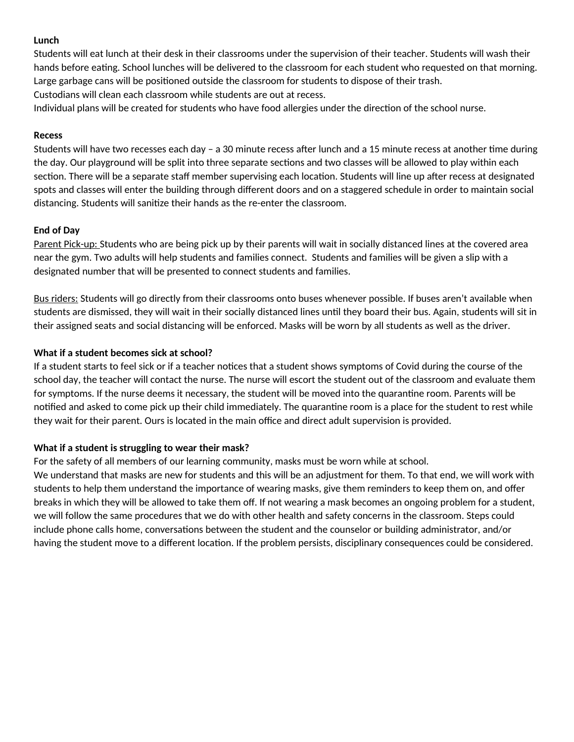**Lunch**

Students will eat lunch at their desk in their classrooms under the supervision of their teacher. Students will wash their hands before eating. School lunches will be delivered to the classroom for each student who requested on that morning. Large garbage cans will be positioned outside the classroom for students to dispose of their trash.
Custodians will clean each classroom while students are out at recess.
Individual plans will be created for students who have food allergies under the direction of the school nurse.

**Recess**

Students will have two recesses each day – a 30 minute recess after lunch and a 15 minute recess at another time during the day. Our playground will be split into three separate sections and two classes will be allowed to play within each section. There will be a separate staff member supervising each location. Students will line up after recess at designated spots and classes will enter the building through different doors and on a staggered schedule in order to maintain social distancing. Students will sanitize their hands as the re-enter the classroom.

**End of Day**

<u>Parent Pick-up:</u> Students who are being pick up by their parents will wait in socially distanced lines at the covered area near the gym. Two adults will help students and families connect. Students and families will be given a slip with a designated number that will be presented to connect students and families.

<u>Bus riders:</u> Students will go directly from their classrooms onto buses whenever possible. If buses aren't available when students are dismissed, they will wait in their socially distanced lines until they board their bus. Again, students will sit in their assigned seats and social distancing will be enforced. Masks will be worn by all students as well as the driver.

**What if a student becomes sick at school?**

If a student starts to feel sick or if a teacher notices that a student shows symptoms of Covid during the course of the school day, the teacher will contact the nurse. The nurse will escort the student out of the classroom and evaluate them for symptoms. If the nurse deems it necessary, the student will be moved into the quarantine room. Parents will be notified and asked to come pick up their child immediately. The quarantine room is a place for the student to rest while they wait for their parent. Ours is located in the main office and direct adult supervision is provided.

**What if a student is struggling to wear their mask?**

For the safety of all members of our learning community, masks must be worn while at school.
We understand that masks are new for students and this will be an adjustment for them. To that end, we will work with students to help them understand the importance of wearing masks, give them reminders to keep them on, and offer breaks in which they will be allowed to take them off. If not wearing a mask becomes an ongoing problem for a student, we will follow the same procedures that we do with other health and safety concerns in the classroom. Steps could include phone calls home, conversations between the student and the counselor or building administrator, and/or having the student move to a different location. If the problem persists, disciplinary consequences could be considered.